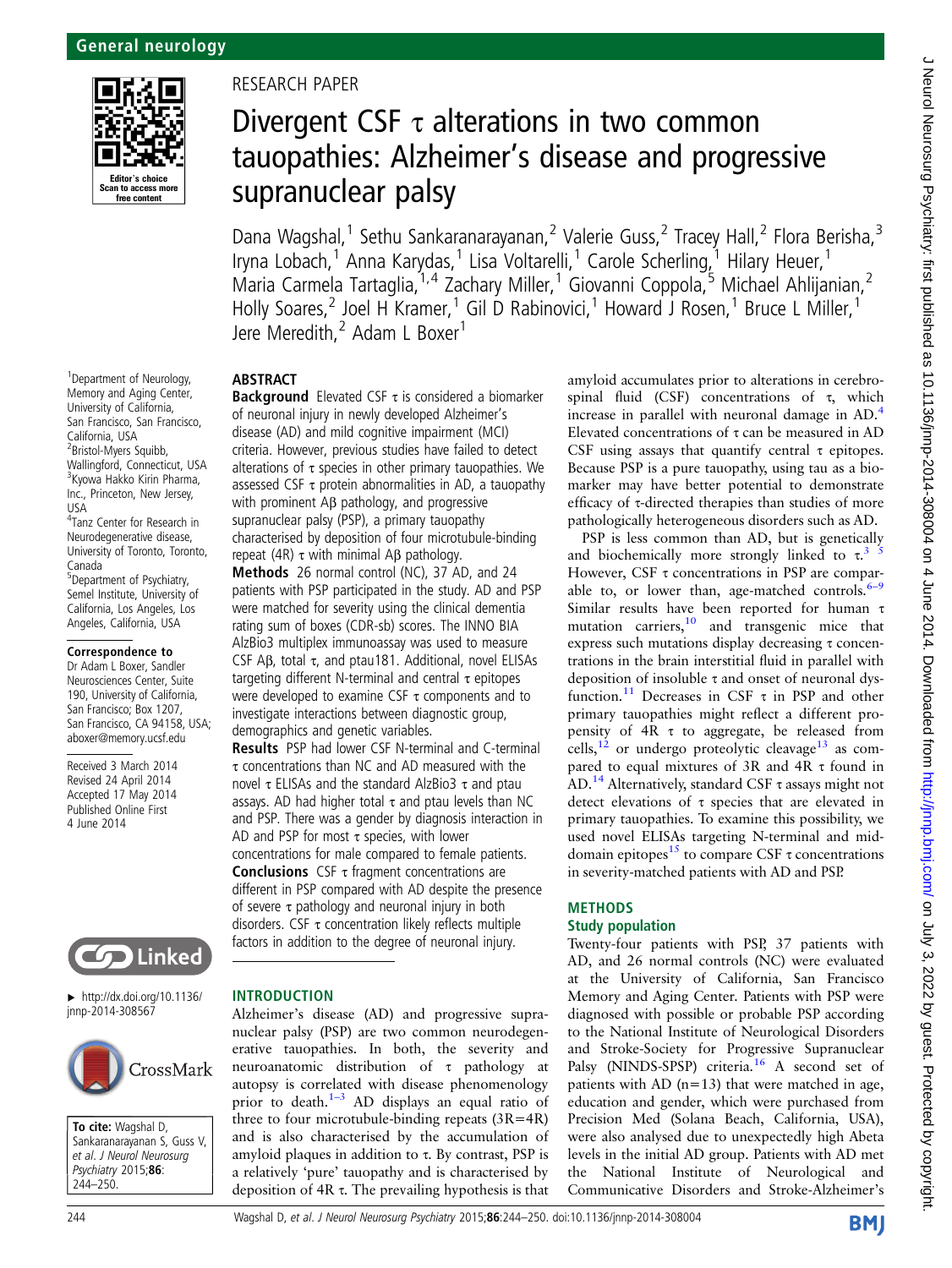RESEARCH PAPER

# Divergent CSF τ alterations in two common tauopathies: Alzheimer's disease and progressive supranuclear palsy

Dana Wagshal,[1] Sethu Sankaranarayanan,[2] Valerie Guss,[2] Tracey Hall,[2] Flora Berisha,[3] Iryna Lobach,[1] Anna Karydas,[1] Lisa Voltarelli,[1] Carole Scherling,[1] Hilary Heuer,[1] Maria Carmela Tartaglia,[1,4] Zachary Miller,[1] Giovanni Coppola,[5] Michael Ahlijanian,[2] Holly Soares,[2] Joel H Kramer,[1] Gil D Rabinovici,[1] Howard J Rosen,[1] Bruce L Miller,[1] Jere Meredith,[2] Adam L Boxer[1]

[1]Department of Neurology, Memory and Aging Center, University of California, San Francisco, San Francisco, California, USA
[2]Bristol-Myers Squibb, Wallingford, Connecticut, USA
[3]Kyowa Hakko Kirin Pharma, Inc., Princeton, New Jersey, USA
[4]Tanz Center for Research in Neurodegenerative disease, University of Toronto, Toronto, Canada
[5]Department of Psychiatry, Semel Institute, University of California, Los Angeles, Los Angeles, California, USA

**Correspondence to**
Dr Adam L Boxer, Sandler Neurosciences Center, Suite 190, University of California, San Francisco; Box 1207, San Francisco, CA 94158, USA; aboxer@memory.ucsf.edu

Received 3 March 2014
Revised 24 April 2014
Accepted 17 May 2014
Published Online First 4 June 2014

► http://dx.doi.org/10.1136/jnnp-2014-308567

**To cite:** Wagshal D, Sankaranarayanan S, Guss V, et al. *J Neurol Neurosurg Psychiatry* 2015;**86**:244–250.

## ABSTRACT

**Background** Elevated CSF τ is considered a biomarker of neuronal injury in newly developed Alzheimer's disease (AD) and mild cognitive impairment (MCI) criteria. However, previous studies have failed to detect alterations of τ species in other primary tauopathies. We assessed CSF τ protein abnormalities in AD, a tauopathy with prominent Aβ pathology, and progressive supranuclear palsy (PSP), a primary tauopathy characterised by deposition of four microtubule-binding repeat (4R) τ with minimal Aβ pathology.

**Methods** 26 normal control (NC), 37 AD, and 24 patients with PSP participated in the study. AD and PSP were matched for severity using the clinical dementia rating sum of boxes (CDR-sb) scores. The INNO BIA AlzBio3 multiplex immunoassay was used to measure CSF Aβ, total τ, and ptau181. Additional, novel ELISAs targeting different N-terminal and central τ epitopes were developed to examine CSF τ components and to investigate interactions between diagnostic group, demographics and genetic variables.

**Results** PSP had lower CSF N-terminal and C-terminal τ concentrations than NC and AD measured with the novel τ ELISAs and the standard AlzBio3 τ and ptau assays. AD had higher total τ and ptau levels than NC and PSP. There was a gender by diagnosis interaction in AD and PSP for most τ species, with lower concentrations for male compared to female patients.

**Conclusions** CSF τ fragment concentrations are different in PSP compared with AD despite the presence of severe τ pathology and neuronal injury in both disorders. CSF τ concentration likely reflects multiple factors in addition to the degree of neuronal injury.

## INTRODUCTION

Alzheimer's disease (AD) and progressive supranuclear palsy (PSP) are two common neurodegenerative tauopathies. In both, the severity and neuroanatomic distribution of τ pathology at autopsy is correlated with disease phenomenology prior to death.[1–3] AD displays an equal ratio of three to four microtubule-binding repeats (3R=4R) and is also characterised by the accumulation of amyloid plaques in addition to τ. By contrast, PSP is a relatively 'pure' tauopathy and is characterised by deposition of 4R τ. The prevailing hypothesis is that amyloid accumulates prior to alterations in cerebrospinal fluid (CSF) concentrations of τ, which increase in parallel with neuronal damage in AD.[4] Elevated concentrations of τ can be measured in AD CSF using assays that quantify central τ epitopes. Because PSP is a pure tauopathy, using tau as a biomarker may have better potential to demonstrate efficacy of τ-directed therapies than studies of more pathologically heterogeneous disorders such as AD.

PSP is less common than AD, but is genetically and biochemically more strongly linked to τ.[3 5] However, CSF τ concentrations in PSP are comparable to, or lower than, age-matched controls.[6–9] Similar results have been reported for human τ mutation carriers,[10] and transgenic mice that express such mutations display decreasing τ concentrations in the brain interstitial fluid in parallel with deposition of insoluble τ and onset of neuronal dysfunction.[11] Decreases in CSF τ in PSP and other primary tauopathies might reflect a different propensity of 4R τ to aggregate, be released from cells,[12] or undergo proteolytic cleavage[13] as compared to equal mixtures of 3R and 4R τ found in AD.[14] Alternatively, standard CSF τ assays might not detect elevations of τ species that are elevated in primary tauopathies. To examine this possibility, we used novel ELISAs targeting N-terminal and mid-domain epitopes[15] to compare CSF τ concentrations in severity-matched patients with AD and PSP.

## METHODS

### Study population

Twenty-four patients with PSP, 37 patients with AD, and 26 normal controls (NC) were evaluated at the University of California, San Francisco Memory and Aging Center. Patients with PSP were diagnosed with possible or probable PSP according to the National Institute of Neurological Disorders and Stroke-Society for Progressive Supranuclear Palsy (NINDS-SPSP) criteria.[16] A second set of patients with AD (n=13) that were matched in age, education and gender, which were purchased from Precision Med (Solana Beach, California, USA), were also analysed due to unexpectedly high Abeta levels in the initial AD group. Patients with AD met the National Institute of Neurological and Communicative Disorders and Stroke-Alzheimer's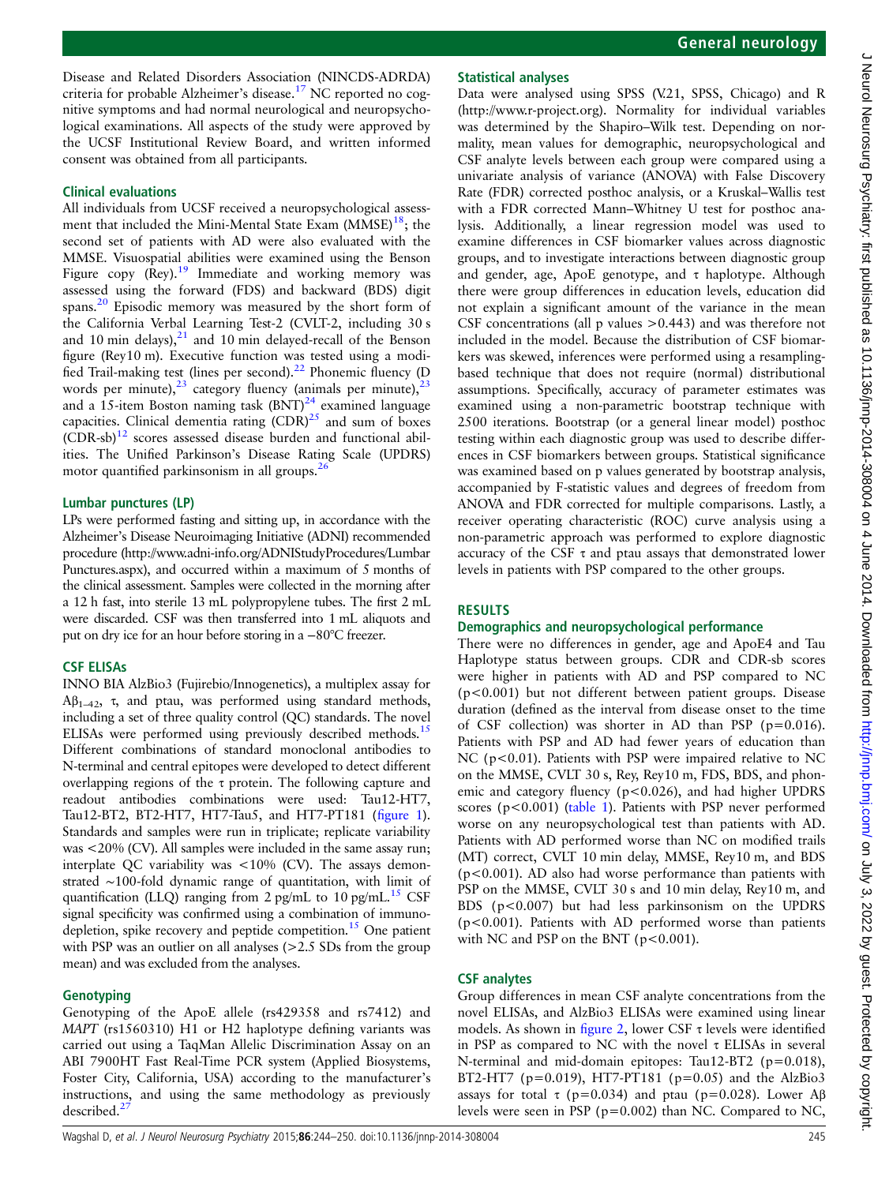Disease and Related Disorders Association (NINCDS-ADRDA) criteria for probable Alzheimer's disease.[17] NC reported no cognitive symptoms and had normal neurological and neuropsychological examinations. All aspects of the study were approved by the UCSF Institutional Review Board, and written informed consent was obtained from all participants.

### Clinical evaluations

All individuals from UCSF received a neuropsychological assessment that included the Mini-Mental State Exam (MMSE)[18]; the second set of patients with AD were also evaluated with the MMSE. Visuospatial abilities were examined using the Benson Figure copy (Rey).[19] Immediate and working memory was assessed using the forward (FDS) and backward (BDS) digit spans.[20] Episodic memory was measured by the short form of the California Verbal Learning Test-2 (CVLT-2, including 30 s and 10 min delays),[21] and 10 min delayed-recall of the Benson figure (Rey10 m). Executive function was tested using a modified Trail-making test (lines per second).[22] Phonemic fluency (D words per minute),[23] category fluency (animals per minute),[23] and a 15-item Boston naming task (BNT)[24] examined language capacities. Clinical dementia rating (CDR)[25] and sum of boxes (CDR-sb)[12] scores assessed disease burden and functional abilities. The Unified Parkinson's Disease Rating Scale (UPDRS) motor quantified parkinsonism in all groups.[26]

### Lumbar punctures (LP)

LPs were performed fasting and sitting up, in accordance with the Alzheimer's Disease Neuroimaging Initiative (ADNI) recommended procedure (http://www.adni-info.org/ADNIStudyProcedures/LumbarPunctures.aspx), and occurred within a maximum of 5 months of the clinical assessment. Samples were collected in the morning after a 12 h fast, into sterile 13 mL polypropylene tubes. The first 2 mL were discarded. CSF was then transferred into 1 mL aliquots and put on dry ice for an hour before storing in a −80°C freezer.

### CSF ELISAs

INNO BIA AlzBio3 (Fujirebio/Innogenetics), a multiplex assay for $A\beta_{1-42}$, τ, and ptau, was performed using standard methods, including a set of three quality control (QC) standards. The novel ELISAs were performed using previously described methods.[15] Different combinations of standard monoclonal antibodies to N-terminal and central epitopes were developed to detect different overlapping regions of the τ protein. The following capture and readout antibodies combinations were used: Tau12-HT7, Tau12-BT2, BT2-HT7, HT7-Tau5, and HT7-PT181 (figure 1). Standards and samples were run in triplicate; replicate variability was <20% (CV). All samples were included in the same assay run; interplate QC variability was <10% (CV). The assays demonstrated ∼100-fold dynamic range of quantitation, with limit of quantification (LLQ) ranging from 2 pg/mL to 10 pg/mL.[15] CSF signal specificity was confirmed using a combination of immunodepletion, spike recovery and peptide competition.[15] One patient with PSP was an outlier on all analyses (>2.5 SDs from the group mean) and was excluded from the analyses.

### Genotyping

Genotyping of the ApoE allele (rs429358 and rs7412) and *MAPT* (rs1560310) H1 or H2 haplotype defining variants was carried out using a TaqMan Allelic Discrimination Assay on an ABI 7900HT Fast Real-Time PCR system (Applied Biosystems, Foster City, California, USA) according to the manufacturer's instructions, and using the same methodology as previously described.[27]

### Statistical analyses

Data were analysed using SPSS (V.21, SPSS, Chicago) and R (http://www.r-project.org). Normality for individual variables was determined by the Shapiro–Wilk test. Depending on normality, mean values for demographic, neuropsychological and CSF analyte levels between each group were compared using a univariate analysis of variance (ANOVA) with False Discovery Rate (FDR) corrected posthoc analysis, or a Kruskal–Wallis test with a FDR corrected Mann–Whitney U test for posthoc analysis. Additionally, a linear regression model was used to examine differences in CSF biomarker values across diagnostic groups, and to investigate interactions between diagnostic group and gender, age, ApoE genotype, and τ haplotype. Although there were group differences in education levels, education did not explain a significant amount of the variance in the mean CSF concentrations (all p values >0.443) and was therefore not included in the model. Because the distribution of CSF biomarkers was skewed, inferences were performed using a resampling-based technique that does not require (normal) distributional assumptions. Specifically, accuracy of parameter estimates was examined using a non-parametric bootstrap technique with 2500 iterations. Bootstrap (or a general linear model) posthoc testing within each diagnostic group was used to describe differences in CSF biomarkers between groups. Statistical significance was examined based on p values generated by bootstrap analysis, accompanied by F-statistic values and degrees of freedom from ANOVA and FDR corrected for multiple comparisons. Lastly, a receiver operating characteristic (ROC) curve analysis using a non-parametric approach was performed to explore diagnostic accuracy of the CSF τ and ptau assays that demonstrated lower levels in patients with PSP compared to the other groups.

## RESULTS

### Demographics and neuropsychological performance

There were no differences in gender, age and ApoE4 and Tau Haplotype status between groups. CDR and CDR-sb scores were higher in patients with AD and PSP compared to NC ($p<0.001$) but not different between patient groups. Disease duration (defined as the interval from disease onset to the time of CSF collection) was shorter in AD than PSP ($p=0.016$). Patients with PSP and AD had fewer years of education than NC ($p<0.01$). Patients with PSP were impaired relative to NC on the MMSE, CVLT 30 s, Rey, Rey10 m, FDS, BDS, and phonemic and category fluency ($p<0.026$), and had higher UPDRS scores ($p<0.001$) (table 1). Patients with PSP never performed worse on any neuropsychological test than patients with AD. Patients with AD performed worse than NC on modified trails (MT) correct, CVLT 10 min delay, MMSE, Rey10 m, and BDS ($p<0.001$). AD also had worse performance than patients with PSP on the MMSE, CVLT 30 s and 10 min delay, Rey10 m, and BDS ($p<0.007$) but had less parkinsonism on the UPDRS ($p<0.001$). Patients with AD performed worse than patients with NC and PSP on the BNT ($p<0.001$).

### CSF analytes

Group differences in mean CSF analyte concentrations from the novel ELISAs, and AlzBio3 ELISAs were examined using linear models. As shown in figure 2, lower CSF τ levels were identified in PSP as compared to NC with the novel τ ELISAs in several N-terminal and mid-domain epitopes: Tau12-BT2 ($p=0.018$), BT2-HT7 ($p=0.019$), HT7-PT181 ($p=0.05$) and the AlzBio3 assays for total τ ($p=0.034$) and ptau ($p=0.028$). Lower Aβ levels were seen in PSP ($p=0.002$) than NC. Compared to NC,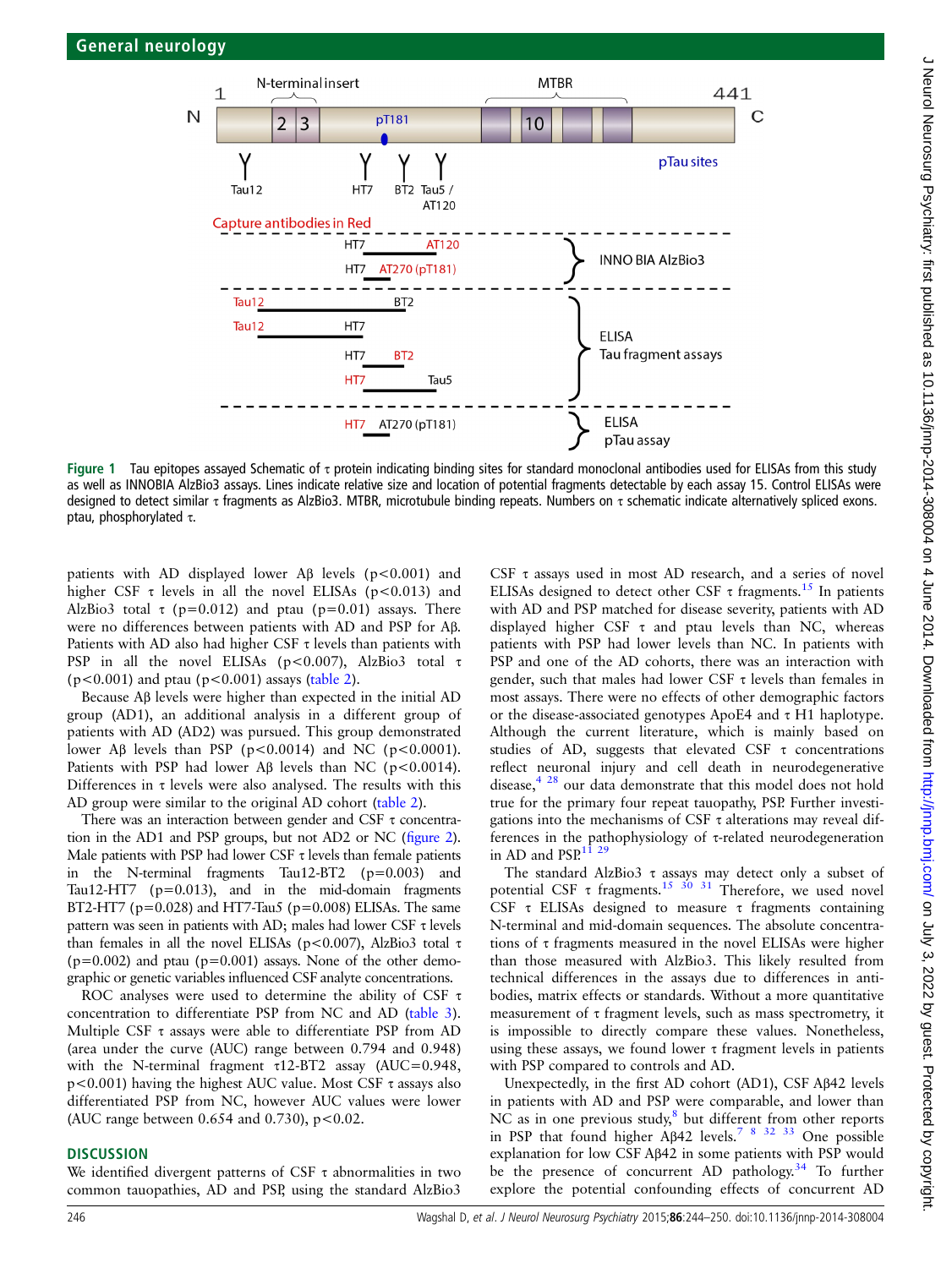Figure 1 Tau epitopes assayed Schematic of τ protein indicating binding sites for standard monoclonal antibodies used for ELISAs from this study as well as INNOBIA AlzBio3 assays. Lines indicate relative size and location of potential fragments detectable by each assay 15. Control ELISAs were designed to detect similar τ fragments as AlzBio3. MTBR, microtubule binding repeats. Numbers on τ schematic indicate alternatively spliced exons. ptau, phosphorylated τ.

patients with AD displayed lower Aβ levels ($p<0.001$) and higher CSF τ levels in all the novel ELISAs ($p<0.013$) and AlzBio3 total τ ($p=0.012$) and ptau ($p=0.01$) assays. There were no differences between patients with AD and PSP for Aβ. Patients with AD also had higher CSF τ levels than patients with PSP in all the novel ELISAs ($p<0.007$), AlzBio3 total τ ($p<0.001$) and ptau ($p<0.001$) assays (table 2).

Because Aβ levels were higher than expected in the initial AD group (AD1), an additional analysis in a different group of patients with AD (AD2) was pursued. This group demonstrated lower Aβ levels than PSP ($p<0.0014$) and NC ($p<0.0001$). Patients with PSP had lower Aβ levels than NC ($p<0.0014$). Differences in τ levels were also analysed. The results with this AD group were similar to the original AD cohort (table 2).

There was an interaction between gender and CSF τ concentration in the AD1 and PSP groups, but not AD2 or NC (figure 2). Male patients with PSP had lower CSF τ levels than female patients in the N-terminal fragments Tau12-BT2 ($p=0.003$) and Tau12-HT7 ($p=0.013$), and in the mid-domain fragments BT2-HT7 ($p=0.028$) and HT7-Tau5 ($p=0.008$) ELISAs. The same pattern was seen in patients with AD; males had lower CSF τ levels than females in all the novel ELISAs ($p<0.007$), AlzBio3 total τ ($p=0.002$) and ptau ($p=0.001$) assays. None of the other demographic or genetic variables influenced CSF analyte concentrations.

ROC analyses were used to determine the ability of CSF τ concentration to differentiate PSP from NC and AD (table 3). Multiple CSF τ assays were able to differentiate PSP from AD (area under the curve (AUC) range between 0.794 and 0.948) with the N-terminal fragment τ12-BT2 assay (AUC=0.948, $p<0.001$) having the highest AUC value. Most CSF τ assays also differentiated PSP from NC, however AUC values were lower (AUC range between 0.654 and 0.730), $p<0.02$.

## DISCUSSION

We identified divergent patterns of CSF τ abnormalities in two common tauopathies, AD and PSP, using the standard AlzBio3 CSF τ assays used in most AD research, and a series of novel ELISAs designed to detect other CSF τ fragments.[15] In patients with AD and PSP matched for disease severity, patients with AD displayed higher CSF τ and ptau levels than NC, whereas patients with PSP had lower levels than NC. In patients with PSP and one of the AD cohorts, there was an interaction with gender, such that males had lower CSF τ levels than females in most assays. There were no effects of other demographic factors or the disease-associated genotypes ApoE4 and τ H1 haplotype. Although the current literature, which is mainly based on studies of AD, suggests that elevated CSF τ concentrations reflect neuronal injury and cell death in neurodegenerative disease,[4] [28] our data demonstrate that this model does not hold true for the primary four repeat tauopathy, PSP. Further investigations into the mechanisms of CSF τ alterations may reveal differences in the pathophysiology of τ-related neurodegeneration in AD and PSP.[11] [29]

The standard AlzBio3 τ assays may detect only a subset of potential CSF τ fragments.[15] [30] [31] Therefore, we used novel CSF τ ELISAs designed to measure τ fragments containing N-terminal and mid-domain sequences. The absolute concentrations of τ fragments measured in the novel ELISAs were higher than those measured with AlzBio3. This likely resulted from technical differences in the assays due to differences in antibodies, matrix effects or standards. Without a more quantitative measurement of τ fragment levels, such as mass spectrometry, it is impossible to directly compare these values. Nonetheless, using these assays, we found lower τ fragment levels in patients with PSP compared to controls and AD.

Unexpectedly, in the first AD cohort (AD1), CSF Aβ42 levels in patients with AD and PSP were comparable, and lower than NC as in one previous study,[8] but different from other reports in PSP that found higher Aβ42 levels.[7] [8] [32] [33] One possible explanation for low CSF Aβ42 in some patients with PSP would be the presence of concurrent AD pathology.[34] To further explore the potential confounding effects of concurrent AD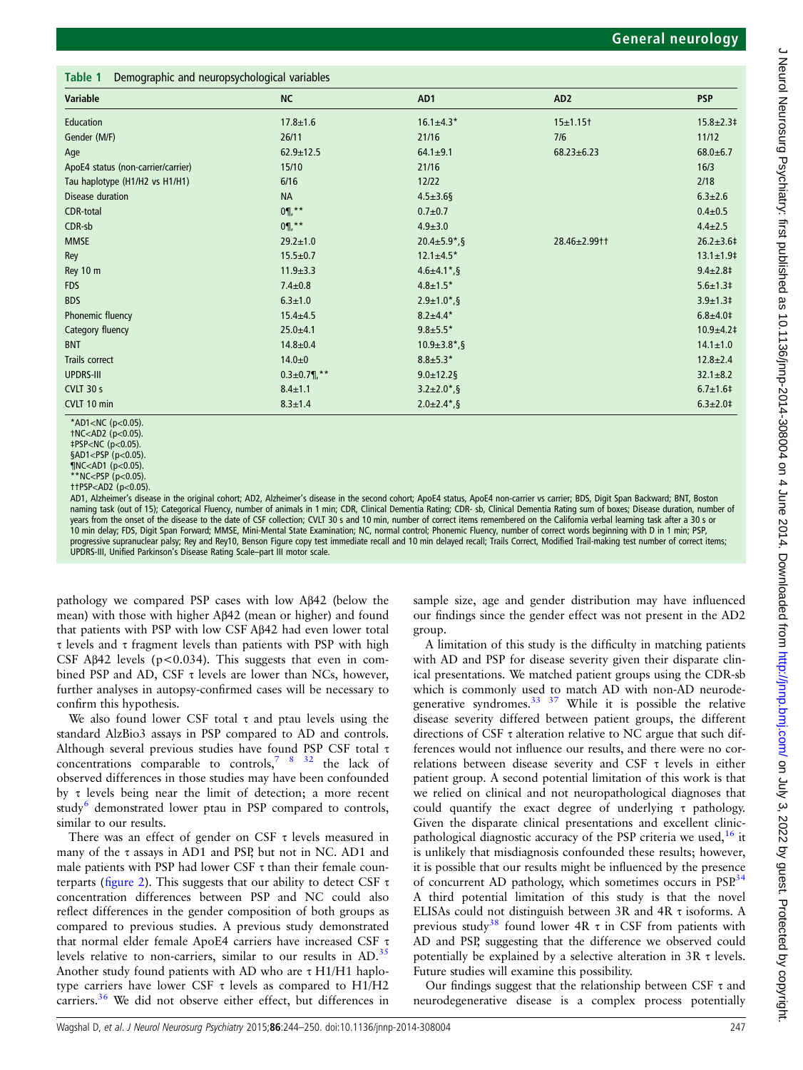**Table 1** Demographic and neuropsychological variables

| Variable | NC | AD1 | AD2 | PSP |
|---|---|---|---|---|
| Education | 17.8±1.6 | 16.1±4.3* | 15±1.15† | 15.8±2.3‡ |
| Gender (M/F) | 26/11 | 21/16 | 7/6 | 11/12 |
| Age | 62.9±12.5 | 64.1±9.1 | 68.23±6.23 | 68.0±6.7 |
| ApoE4 status (non-carrier/carrier) | 15/10 | 21/16 | | 16/3 |
| Tau haplotype (H1/H2 vs H1/H1) | 6/16 | 12/22 | | 2/18 |
| Disease duration | NA | 4.5±3.6§ | | 6.3±2.6 |
| CDR-total | 0¶,** | 0.7±0.7 | | 0.4±0.5 |
| CDR-sb | 0¶,** | 4.9±3.0 | | 4.4±2.5 |
| MMSE | 29.2±1.0 | 20.4±5.9*,§ | 28.46±2.99†† | 26.2±3.6‡ |
| Rey | 15.5±0.7 | 12.1±4.5* | | 13.1±1.9‡ |
| Rey 10 m | 11.9±3.3 | 4.6±4.1*,§ | | 9.4±2.8‡ |
| FDS | 7.4±0.8 | 4.8±1.5* | | 5.6±1.3‡ |
| BDS | 6.3±1.0 | 2.9±1.0*,§ | | 3.9±1.3‡ |
| Phonemic fluency | 15.4±4.5 | 8.2±4.4* | | 6.8±4.0‡ |
| Category fluency | 25.0±4.1 | 9.8±5.5* | | 10.9±4.2‡ |
| BNT | 14.8±0.4 | 10.9±3.8*,§ | | 14.1±1.0 |
| Trails correct | 14.0±0 | 8.8±5.3* | | 12.8±2.4 |
| UPDRS-III | 0.3±0.7¶,** | 9.0±12.2§ | | 32.1±8.2 |
| CVLT 30 s | 8.4±1.1 | 3.2±2.0*,§ | | 6.7±1.6‡ |
| CVLT 10 min | 8.3±1.4 | 2.0±2.4*,§ | | 6.3±2.0‡ |

*AD1<NC ($p<0.05$).
†NC<AD2 ($p<0.05$).
‡PSP<NC ($p<0.05$).
§AD1<PSP ($p<0.05$).
¶NC<AD1 ($p<0.05$).
**NC<PSP ($p<0.05$).
††PSP<AD2 ($p<0.05$).
AD1, Alzheimer's disease in the original cohort; AD2, Alzheimer's disease in the second cohort; ApoE4 status, ApoE4 non-carrier vs carrier; BDS, Digit Span Backward; BNT, Boston naming task (out of 15); Categorical Fluency, number of animals in 1 min; CDR, Clinical Dementia Rating; CDR- sb, Clinical Dementia Rating sum of boxes; Disease duration, number of years from the onset of the disease to the date of CSF collection; CVLT 30 s and 10 min, number of correct items remembered on the California verbal learning task after a 30 s or 10 min delay; FDS, Digit Span Forward; MMSE, Mini-Mental State Examination; NC, normal control; Phonemic Fluency, number of correct words beginning with D in 1 min; PSP, progressive supranuclear palsy; Rey and Rey10, Benson Figure copy test immediate recall and 10 min delayed recall; Trails Correct, Modified Trail-making test number of correct items; UPDRS-III, Unified Parkinson's Disease Rating Scale–part III motor scale.

pathology we compared PSP cases with low Aβ42 (below the mean) with those with higher Aβ42 (mean or higher) and found that patients with PSP with low CSF Aβ42 had even lower total τ levels and τ fragment levels than patients with PSP with high CSF Aβ42 levels ($p<0.034$). This suggests that even in combined PSP and AD, CSF τ levels are lower than NCs, however, further analyses in autopsy-confirmed cases will be necessary to confirm this hypothesis.

We also found lower CSF total τ and ptau levels using the standard AlzBio3 assays in PSP compared to AD and controls. Although several previous studies have found PSP CSF total τ concentrations comparable to controls,[7 8 32] the lack of observed differences in those studies may have been confounded by τ levels being near the limit of detection; a more recent study[6] demonstrated lower ptau in PSP compared to controls, similar to our results.

There was an effect of gender on CSF τ levels measured in many of the τ assays in AD1 and PSP, but not in NC. AD1 and male patients with PSP had lower CSF τ than their female counterparts (figure 2). This suggests that our ability to detect CSF τ concentration differences between PSP and NC could also reflect differences in the gender composition of both groups as compared to previous studies. A previous study demonstrated that normal elder female ApoE4 carriers have increased CSF τ levels relative to non-carriers, similar to our results in AD.[35] Another study found patients with AD who are τ H1/H1 haplotype carriers have lower CSF τ levels as compared to H1/H2 carriers.[36] We did not observe either effect, but differences in sample size, age and gender distribution may have influenced our findings since the gender effect was not present in the AD2 group.

A limitation of this study is the difficulty in matching patients with AD and PSP for disease severity given their disparate clinical presentations. We matched patient groups using the CDR-sb which is commonly used to match AD with non-AD neurodegenerative syndromes.[33 37] While it is possible the relative disease severity differed between patient groups, the different directions of CSF τ alteration relative to NC argue that such differences would not influence our results, and there were no correlations between disease severity and CSF τ levels in either patient group. A second potential limitation of this work is that we relied on clinical and not neuropathological diagnoses that could quantify the exact degree of underlying τ pathology. Given the disparate clinical presentations and excellent clinicpathological diagnostic accuracy of the PSP criteria we used,[16] it is unlikely that misdiagnosis confounded these results; however, it is possible that our results might be influenced by the presence of concurrent AD pathology, which sometimes occurs in PSP.[34] A third potential limitation of this study is that the novel ELISAs could not distinguish between 3R and 4R τ isoforms. A previous study[38] found lower 4R τ in CSF from patients with AD and PSP, suggesting that the difference we observed could potentially be explained by a selective alteration in 3R τ levels. Future studies will examine this possibility.

Our findings suggest that the relationship between CSF τ and neurodegenerative disease is a complex process potentially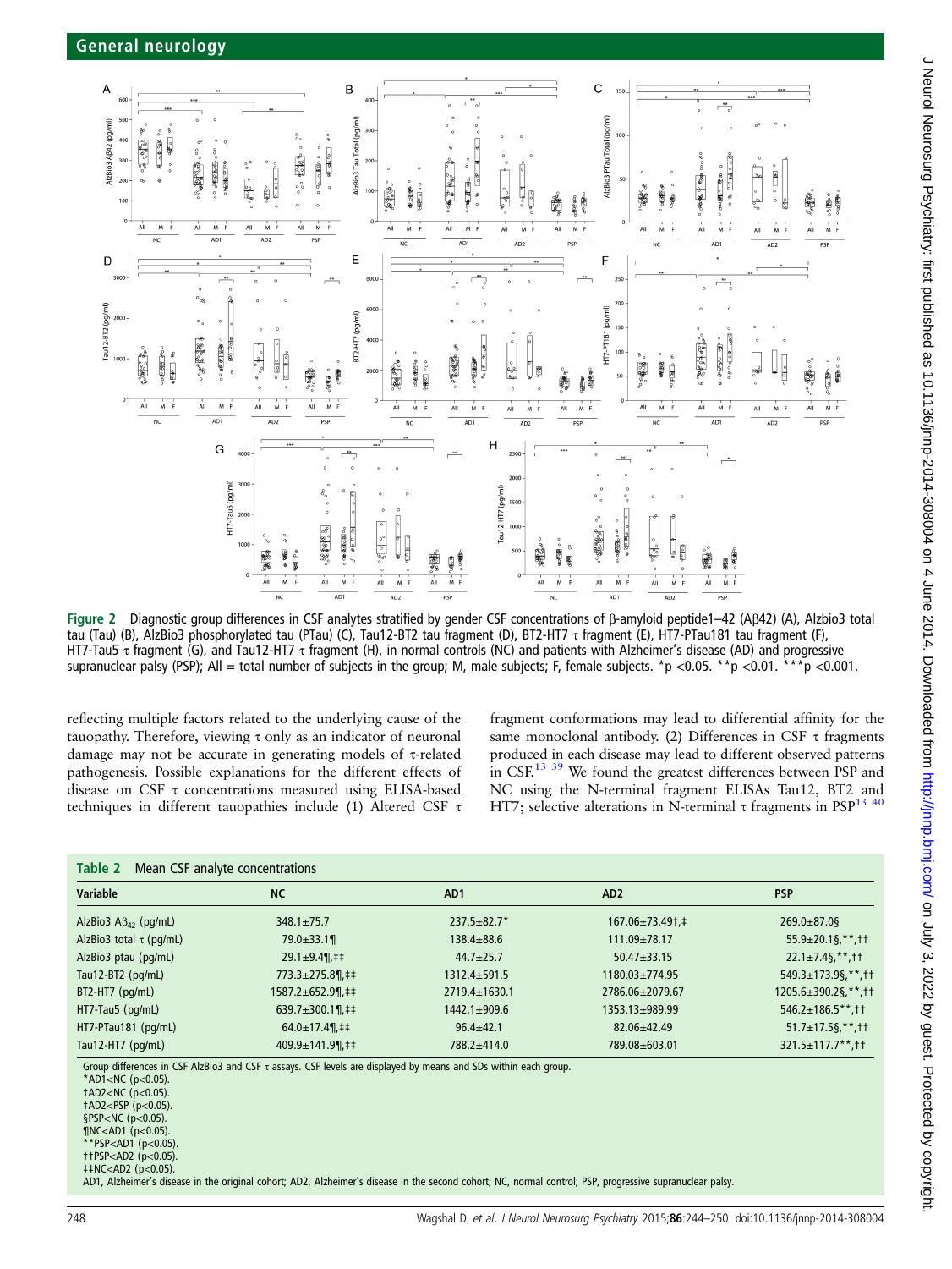Figure 2 Diagnostic group differences in CSF analytes stratified by gender CSF concentrations of β-amyloid peptide1–42 (Aβ42) (A), Alzbio3 total tau (Tau) (B), AlzBio3 phosphorylated tau (PTau) (C), Tau12-BT2 tau fragment (D), BT2-HT7 τ fragment (E), HT7-PTau181 tau fragment (F), HT7-Tau5 τ fragment (G), and Tau12-HT7 τ fragment (H), in normal controls (NC) and patients with Alzheimer's disease (AD) and progressive supranuclear palsy (PSP); All = total number of subjects in the group; M, male subjects; F, female subjects. *p <0.05. **p <0.01. ***p <0.001.

reflecting multiple factors related to the underlying cause of the tauopathy. Therefore, viewing τ only as an indicator of neuronal damage may not be accurate in generating models of τ-related pathogenesis. Possible explanations for the different effects of disease on CSF τ concentrations measured using ELISA-based techniques in different tauopathies include (1) Altered CSF τ fragment conformations may lead to differential affinity for the same monoclonal antibody. (2) Differences in CSF τ fragments produced in each disease may lead to different observed patterns in CSF.[13 39] We found the greatest differences between PSP and NC using the N-terminal fragment ELISAs Tau12, BT2 and HT7; selective alterations in N-terminal τ fragments in PSP[13 40]

**Table 2** Mean CSF analyte concentrations

| Variable | NC | AD1 | AD2 | PSP |
|---|---|---|---|---|
| AlzBio3 $A\beta_{42}$ (pg/mL) | 348.1±75.7 | 237.5±82.7* | 167.06±73.49†,‡ | 269.0±87.0§ |
| AlzBio3 total τ (pg/mL) | 79.0±33.1¶ | 138.4±88.6 | 111.09±78.17 | 55.9±20.1§,**,†† |
| AlzBio3 ptau (pg/mL) | 29.1±9.4¶,‡‡ | 44.7±25.7 | 50.47±33.15 | 22.1±7.4§,**,†† |
| Tau12-BT2 (pg/mL) | 773.3±275.8¶,‡‡ | 1312.4±591.5 | 1180.03±774.95 | 549.3±173.9§,**,†† |
| BT2-HT7 (pg/mL) | 1587.2±652.9¶,‡‡ | 2719.4±1630.1 | 2786.06±2079.67 | 1205.6±390.2§,**,†† |
| HT7-Tau5 (pg/mL) | 639.7±300.1¶,‡‡ | 1442.1±909.6 | 1353.13±989.99 | 546.2±186.5**,†† |
| HT7-PTau181 (pg/mL) | 64.0±17.4¶,‡‡ | 96.4±42.1 | 82.06±42.49 | 51.7±17.5§,**,†† |
| Tau12-HT7 (pg/mL) | 409.9±141.9¶,‡‡ | 788.2±414.0 | 789.08±603.01 | 321.5±117.7**,†† |

Group differences in CSF AlzBio3 and CSF τ assays. CSF levels are displayed by means and SDs within each group.
*AD1<NC (p<0.05).
†AD2<NC (p<0.05).
‡AD2<PSP (p<0.05).
§PSP<NC (p<0.05).
¶NC<AD1 (p<0.05).
**PSP<AD1 (p<0.05).
††PSP<AD2 (p<0.05).
‡‡NC<AD2 (p<0.05).
AD1, Alzheimer's disease in the original cohort; AD2, Alzheimer's disease in the second cohort; NC, normal control; PSP, progressive supranuclear palsy.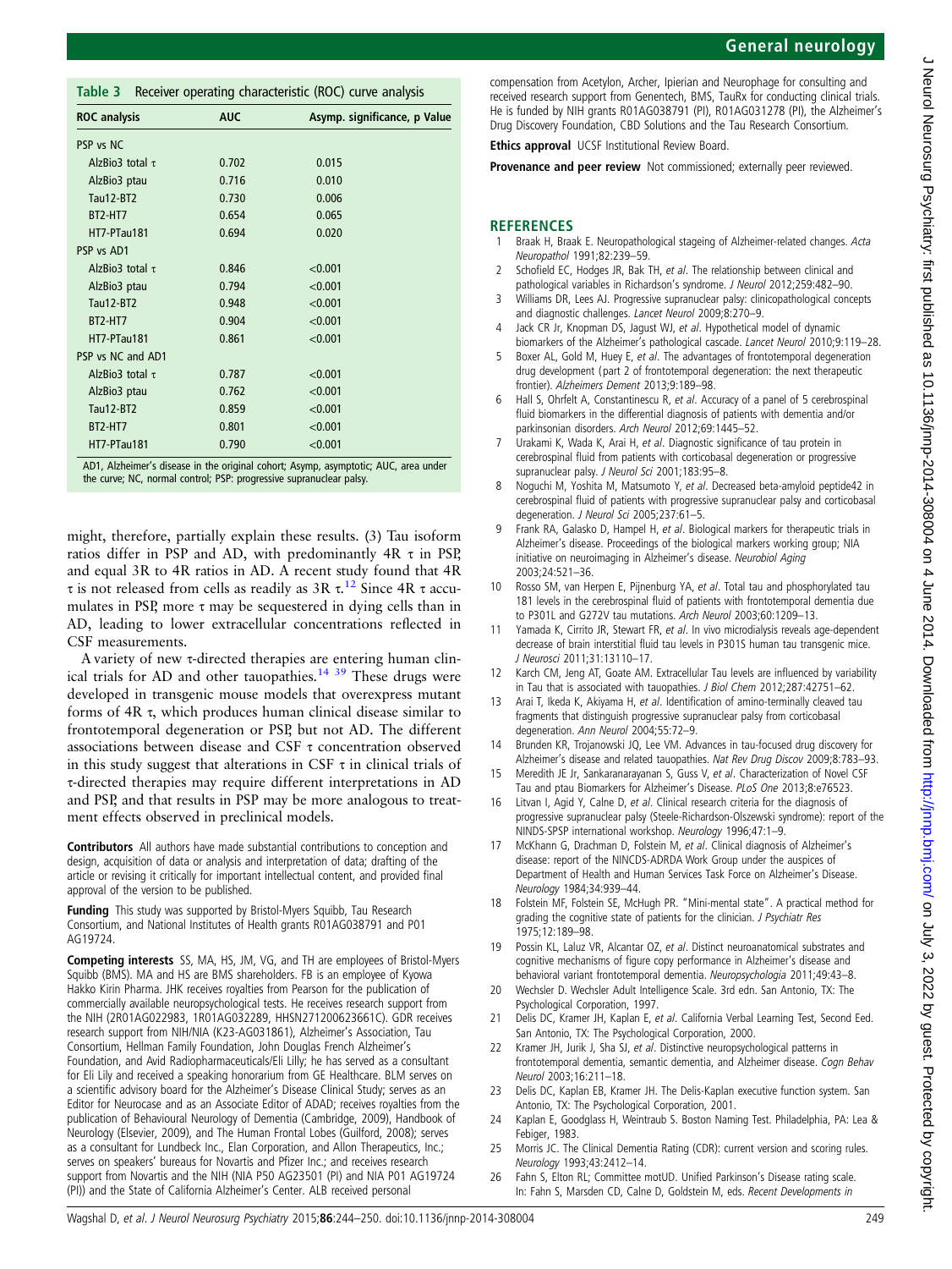**Table 3** Receiver operating characteristic (ROC) curve analysis

| ROC analysis | AUC | Asymp. significance, p Value |
|---|---|---|
| PSP vs NC | | |
| AlzBio3 total τ | 0.702 | 0.015 |
| AlzBio3 ptau | 0.716 | 0.010 |
| Tau12-BT2 | 0.730 | 0.006 |
| BT2-HT7 | 0.654 | 0.065 |
| HT7-PTau181 | 0.694 | 0.020 |
| PSP vs AD1 | | |
| AlzBio3 total τ | 0.846 | <0.001 |
| AlzBio3 ptau | 0.794 | <0.001 |
| Tau12-BT2 | 0.948 | <0.001 |
| BT2-HT7 | 0.904 | <0.001 |
| HT7-PTau181 | 0.861 | <0.001 |
| PSP vs NC and AD1 | | |
| AlzBio3 total τ | 0.787 | <0.001 |
| AlzBio3 ptau | 0.762 | <0.001 |
| Tau12-BT2 | 0.859 | <0.001 |
| BT2-HT7 | 0.801 | <0.001 |
| HT7-PTau181 | 0.790 | <0.001 |

AD1, Alzheimer's disease in the original cohort; Asymp, asymptotic; AUC, area under the curve; NC, normal control; PSP: progressive supranuclear palsy.

might, therefore, partially explain these results. (3) Tau isoform ratios differ in PSP and AD, with predominantly 4R τ in PSP, and equal 3R to 4R ratios in AD. A recent study found that 4R τ is not released from cells as readily as 3R τ.[12] Since 4R τ accumulates in PSP, more τ may be sequestered in dying cells than in AD, leading to lower extracellular concentrations reflected in CSF measurements.

A variety of new τ-directed therapies are entering human clinical trials for AD and other tauopathies.[14 39] These drugs were developed in transgenic mouse models that overexpress mutant forms of 4R τ, which produces human clinical disease similar to frontotemporal degeneration or PSP, but not AD. The different associations between disease and CSF τ concentration observed in this study suggest that alterations in CSF τ in clinical trials of τ-directed therapies may require different interpretations in AD and PSP, and that results in PSP may be more analogous to treatment effects observed in preclinical models.

**Contributors** All authors have made substantial contributions to conception and design, acquisition of data or analysis and interpretation of data; drafting of the article or revising it critically for important intellectual content, and provided final approval of the version to be published.

**Funding** This study was supported by Bristol-Myers Squibb, Tau Research Consortium, and National Institutes of Health grants R01AG038791 and P01 AG19724.

**Competing interests** SS, MA, HS, JM, VG, and TH are employees of Bristol-Myers Squibb (BMS). MA and HS are BMS shareholders. FB is an employee of Kyowa Hakko Kirin Pharma. JHK receives royalties from Pearson for the publication of commercially available neuropsychological tests. He receives research support from the NIH (2R01AG022983, 1R01AG032289, HHSN271200623661C). GDR receives research support from NIH/NIA (K23-AG031861), Alzheimer's Association, Tau Consortium, Hellman Family Foundation, John Douglas French Alzheimer's Foundation, and Avid Radiopharmaceuticals/Eli Lilly; he has served as a consultant for Eli Lily and received a speaking honorarium from GE Healthcare. BLM serves on a scientific advisory board for the Alzheimer's Disease Clinical Study; serves as an Editor for Neurocase and as an Associate Editor of ADAD; receives royalties from the publication of Behavioural Neurology of Dementia (Cambridge, 2009), Handbook of Neurology (Elsevier, 2009), and The Human Frontal Lobes (Guilford, 2008); serves as a consultant for Lundbeck Inc., Elan Corporation, and Allon Therapeutics, Inc.; serves on speakers' bureaus for Novartis and Pfizer Inc.; and receives research support from Novartis and the NIH (NIA P50 AG23501 (PI) and NIA P01 AG19724 (PI)) and the State of California Alzheimer's Center. ALB received personal compensation from Acetylon, Archer, Ipierian and Neurophage for consulting and received research support from Genentech, BMS, TauRx for conducting clinical trials. He is funded by NIH grants R01AG038791 (PI), R01AG031278 (PI), the Alzheimer's Drug Discovery Foundation, CBD Solutions and the Tau Research Consortium.

**Ethics approval** UCSF Institutional Review Board.

**Provenance and peer review** Not commissioned; externally peer reviewed.

## REFERENCES

1. Braak H, Braak E. Neuropathological stageing of Alzheimer-related changes. *Acta Neuropathol* 1991;82:239–59.
2. Schofield EC, Hodges JR, Bak TH, *et al*. The relationship between clinical and pathological variables in Richardson's syndrome. *J Neurol* 2012;259:482–90.
3. Williams DR, Lees AJ. Progressive supranuclear palsy: clinicopathological concepts and diagnostic challenges. *Lancet Neurol* 2009;8:270–9.
4. Jack CR Jr, Knopman DS, Jagust WJ, *et al*. Hypothetical model of dynamic biomarkers of the Alzheimer's pathological cascade. *Lancet Neurol* 2010;9:119–28.
5. Boxer AL, Gold M, Huey E, *et al*. The advantages of frontotemporal degeneration drug development (part 2 of frontotemporal degeneration: the next therapeutic frontier). *Alzheimers Dement* 2013;9:189–98.
6. Hall S, Ohrfelt A, Constantinescu R, *et al*. Accuracy of a panel of 5 cerebrospinal fluid biomarkers in the differential diagnosis of patients with dementia and/or parkinsonian disorders. *Arch Neurol* 2012;69:1445–52.
7. Urakami K, Wada K, Arai H, *et al*. Diagnostic significance of tau protein in cerebrospinal fluid from patients with corticobasal degeneration or progressive supranuclear palsy. *J Neurol Sci* 2001;183:95–8.
8. Noguchi M, Yoshita M, Matsumoto Y, *et al*. Decreased beta-amyloid peptide42 in cerebrospinal fluid of patients with progressive supranuclear palsy and corticobasal degeneration. *J Neurol Sci* 2005;237:61–5.
9. Frank RA, Galasko D, Hampel H, *et al*. Biological markers for therapeutic trials in Alzheimer's disease. Proceedings of the biological markers working group; NIA initiative on neuroimaging in Alzheimer's disease. *Neurobiol Aging* 2003;24:521–36.
10. Rosso SM, van Herpen E, Pijnenburg YA, *et al*. Total tau and phosphorylated tau 181 levels in the cerebrospinal fluid of patients with frontotemporal dementia due to P301L and G272V tau mutations. *Arch Neurol* 2003;60:1209–13.
11. Yamada K, Cirrito JR, Stewart FR, *et al*. In vivo microdialysis reveals age-dependent decrease of brain interstitial fluid tau levels in P301S human tau transgenic mice. *J Neurosci* 2011;31:13110–17.
12. Karch CM, Jeng AT, Goate AM. Extracellular Tau levels are influenced by variability in Tau that is associated with tauopathies. *J Biol Chem* 2012;287:42751–62.
13. Arai T, Ikeda K, Akiyama H, *et al*. Identification of amino-terminally cleaved tau fragments that distinguish progressive supranuclear palsy from corticobasal degeneration. *Ann Neurol* 2004;55:72–9.
14. Brunden KR, Trojanowski JQ, Lee VM. Advances in tau-focused drug discovery for Alzheimer's disease and related tauopathies. *Nat Rev Drug Discov* 2009;8:783–93.
15. Meredith JE Jr, Sankaranarayanan S, Guss V, *et al*. Characterization of Novel CSF Tau and ptau Biomarkers for Alzheimer's Disease. *PLoS One* 2013;8:e76523.
16. Litvan I, Agid Y, Calne D, *et al*. Clinical research criteria for the diagnosis of progressive supranuclear palsy (Steele-Richardson-Olszewski syndrome): report of the NINDS-SPSP international workshop. *Neurology* 1996;47:1–9.
17. McKhann G, Drachman D, Folstein M, *et al*. Clinical diagnosis of Alzheimer's disease: report of the NINCDS-ADRDA Work Group under the auspices of Department of Health and Human Services Task Force on Alzheimer's Disease. *Neurology* 1984;34:939–44.
18. Folstein MF, Folstein SE, McHugh PR. "Mini-mental state". A practical method for grading the cognitive state of patients for the clinician. *J Psychiatr Res* 1975;12:189–98.
19. Possin KL, Laluz VR, Alcantar OZ, *et al*. Distinct neuroanatomical substrates and cognitive mechanisms of figure copy performance in Alzheimer's disease and behavioral variant frontotemporal dementia. *Neuropsychologia* 2011;49:43–8.
20. Wechsler D. Wechsler Adult Intelligence Scale. 3rd edn. San Antonio, TX: The Psychological Corporation, 1997.
21. Delis DC, Kramer JH, Kaplan E, *et al*. California Verbal Learning Test, Second Ed. San Antonio, TX: The Psychological Corporation, 2000.
22. Kramer JH, Jurik J, Sha SJ, *et al*. Distinctive neuropsychological patterns in frontotemporal dementia, semantic dementia, and Alzheimer disease. *Cogn Behav Neurol* 2003;16:211–18.
23. Delis DC, Kaplan EB, Kramer JH. The Delis-Kaplan executive function system. San Antonio, TX: The Psychological Corporation, 2001.
24. Kaplan E, Goodglass H, Weintraub S. Boston Naming Test. Philadelphia, PA: Lea & Febiger, 1983.
25. Morris JC. The Clinical Dementia Rating (CDR): current version and scoring rules. *Neurology* 1993;43:2412–14.
26. Fahn S, Elton RL; Committee motUD. Unified Parkinson's Disease rating scale. In: Fahn S, Marsden CD, Calne D, Goldstein M, eds. *Recent Developments in*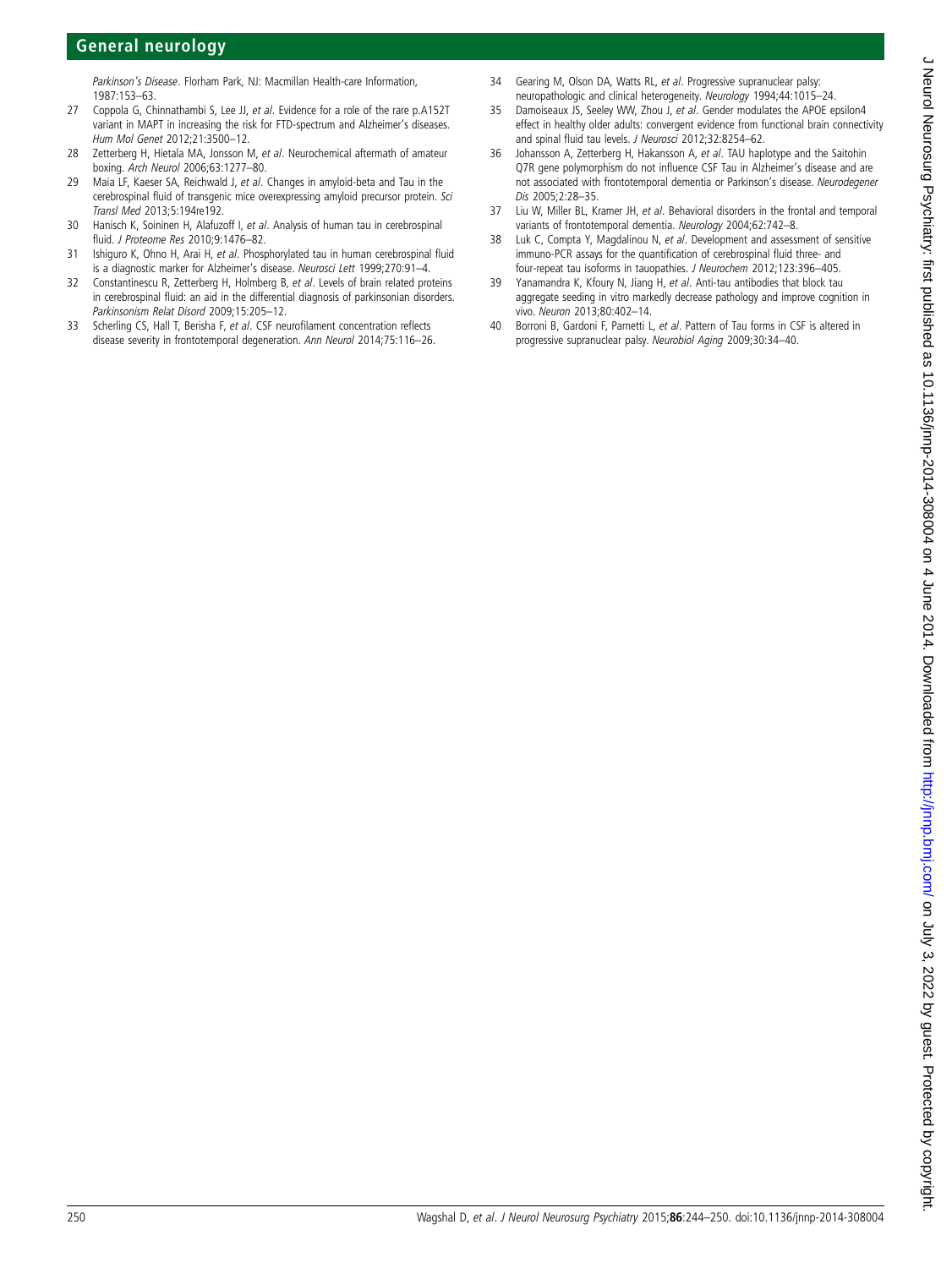Parkinson's Disease. Florham Park, NJ: Macmillan Health-care Information, 1987:153–63.

27 Coppola G, Chinnathambi S, Lee JJ, *et al*. Evidence for a role of the rare p.A152T variant in MAPT in increasing the risk for FTD-spectrum and Alzheimer's diseases. *Hum Mol Genet* 2012;21:3500–12.

28 Zetterberg H, Hietala MA, Jonsson M, *et al*. Neurochemical aftermath of amateur boxing. *Arch Neurol* 2006;63:1277–80.

29 Maia LF, Kaeser SA, Reichwald J, *et al*. Changes in amyloid-beta and Tau in the cerebrospinal fluid of transgenic mice overexpressing amyloid precursor protein. *Sci Transl Med* 2013;5:194re192.

30 Hanisch K, Soininen H, Alafuzoff I, *et al*. Analysis of human tau in cerebrospinal fluid. *J Proteome Res* 2010;9:1476–82.

31 Ishiguro K, Ohno H, Arai H, *et al*. Phosphorylated tau in human cerebrospinal fluid is a diagnostic marker for Alzheimer's disease. *Neurosci Lett* 1999;270:91–4.

32 Constantinescu R, Zetterberg H, Holmberg B, *et al*. Levels of brain related proteins in cerebrospinal fluid: an aid in the differential diagnosis of parkinsonian disorders. *Parkinsonism Relat Disord* 2009;15:205–12.

33 Scherling CS, Hall T, Berisha F, *et al*. CSF neurofilament concentration reflects disease severity in frontotemporal degeneration. *Ann Neurol* 2014;75:116–26.

34 Gearing M, Olson DA, Watts RL, *et al*. Progressive supranuclear palsy: neuropathologic and clinical heterogeneity. *Neurology* 1994;44:1015–24.

35 Damoiseaux JS, Seeley WW, Zhou J, *et al*. Gender modulates the APOE epsilon4 effect in healthy older adults: convergent evidence from functional brain connectivity and spinal fluid tau levels. *J Neurosci* 2012;32:8254–62.

36 Johansson A, Zetterberg H, Hakansson A, *et al*. TAU haplotype and the Saitohin Q7R gene polymorphism do not influence CSF Tau in Alzheimer's disease and are not associated with frontotemporal dementia or Parkinson's disease. *Neurodegener Dis* 2005;2:28–35.

37 Liu W, Miller BL, Kramer JH, *et al*. Behavioral disorders in the frontal and temporal variants of frontotemporal dementia. *Neurology* 2004;62:742–8.

38 Luk C, Compta Y, Magdalinou N, *et al*. Development and assessment of sensitive immuno-PCR assays for the quantification of cerebrospinal fluid three- and four-repeat tau isoforms in tauopathies. *J Neurochem* 2012;123:396–405.

39 Yanamandra K, Kfoury N, Jiang H, *et al*. Anti-tau antibodies that block tau aggregate seeding in vitro markedly decrease pathology and improve cognition in vivo. *Neuron* 2013;80:402–14.

40 Borroni B, Gardoni F, Parnetti L, *et al*. Pattern of Tau forms in CSF is altered in progressive supranuclear palsy. *Neurobiol Aging* 2009;30:34–40.